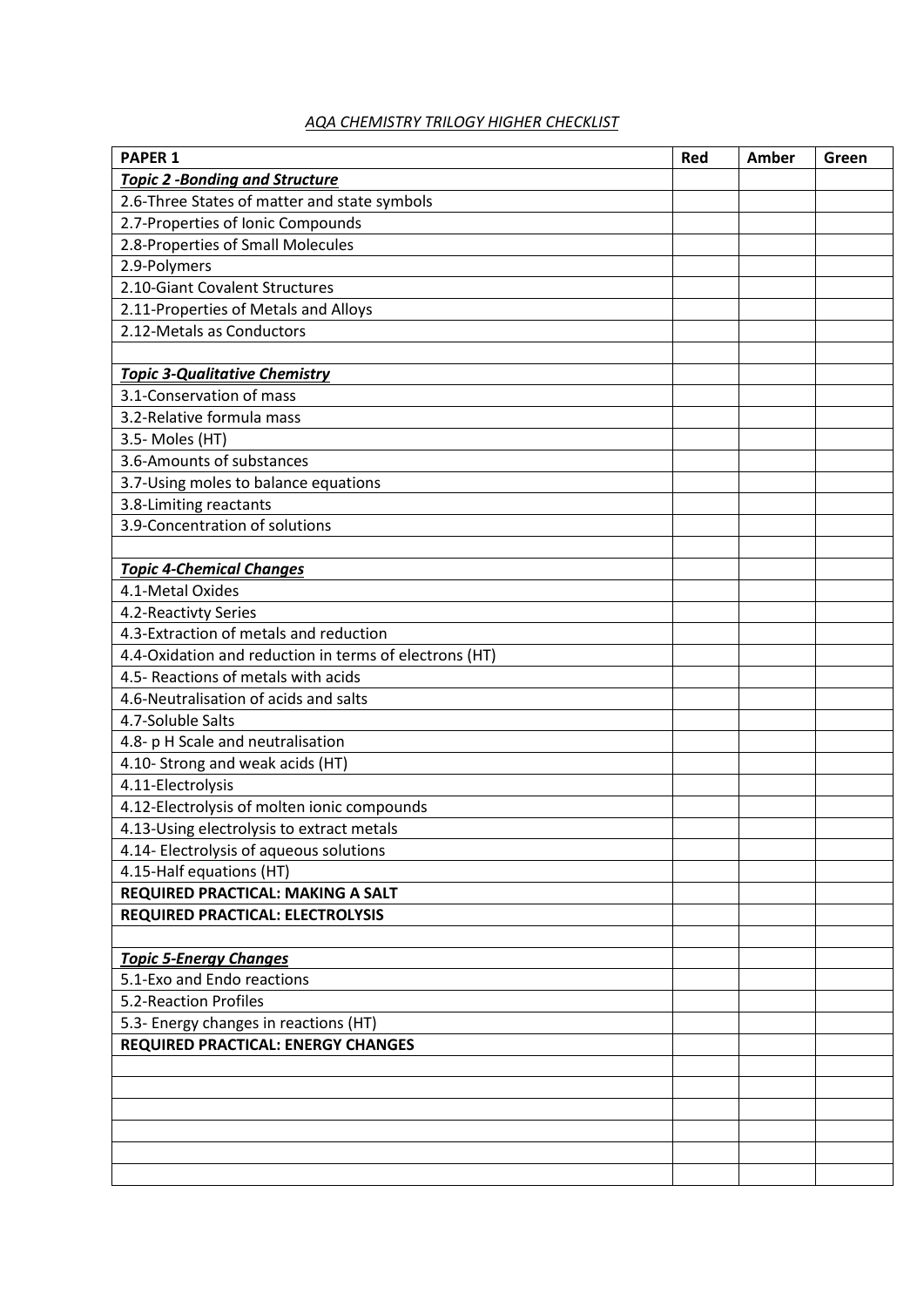*AQA CHEMISTRY TRILOGY HIGHER CHECKLIST*

| PAPER 1 | Red | Amber | Green |
|---|---|---|---|
| ***Topic 2 -Bonding and Structure*** | | | |
| 2.6-Three States of matter and state symbols | | | |
| 2.7-Properties of Ionic Compounds | | | |
| 2.8-Properties of Small Molecules | | | |
| 2.9-Polymers | | | |
| 2.10-Giant Covalent Structures | | | |
| 2.11-Properties of Metals and Alloys | | | |
| 2.12-Metals as Conductors | | | |
| | | | |
| ***Topic 3-Qualitative Chemistry*** | | | |
| 3.1-Conservation of mass | | | |
| 3.2-Relative formula mass | | | |
| 3.5- Moles (HT) | | | |
| 3.6-Amounts of substances | | | |
| 3.7-Using moles to balance equations | | | |
| 3.8-Limiting reactants | | | |
| 3.9-Concentration of solutions | | | |
| | | | |
| ***Topic 4-Chemical Changes*** | | | |
| 4.1-Metal Oxides | | | |
| 4.2-Reactivty Series | | | |
| 4.3-Extraction of metals and reduction | | | |
| 4.4-Oxidation and reduction in terms of electrons (HT) | | | |
| 4.5- Reactions of metals with acids | | | |
| 4.6-Neutralisation of acids and salts | | | |
| 4.7-Soluble Salts | | | |
| 4.8- p H Scale and neutralisation | | | |
| 4.10- Strong and weak acids (HT) | | | |
| 4.11-Electrolysis | | | |
| 4.12-Electrolysis of molten ionic compounds | | | |
| 4.13-Using electrolysis to extract metals | | | |
| 4.14- Electrolysis of aqueous solutions | | | |
| 4.15-Half equations (HT) | | | |
| **REQUIRED PRACTICAL: MAKING A SALT** | | | |
| **REQUIRED PRACTICAL: ELECTROLYSIS** | | | |
| | | | |
| ***Topic 5-Energy Changes*** | | | |
| 5.1-Exo and Endo reactions | | | |
| 5.2-Reaction Profiles | | | |
| 5.3- Energy changes in reactions (HT) | | | |
| **REQUIRED PRACTICAL: ENERGY CHANGES** | | | |
| | | | |
| | | | |
| | | | |
| | | | |
| | | | |
| | | | |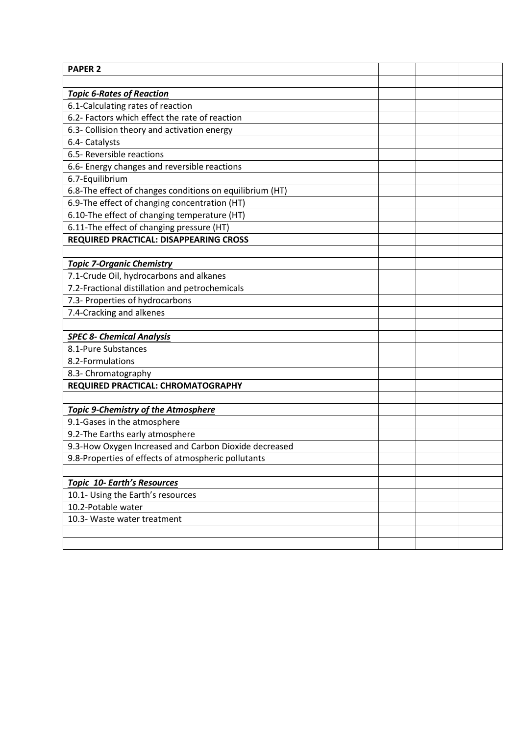| | | | |
|---|---|---|---|
| **PAPER 2** | | | |
| | | | |
| ***Topic 6-Rates of Reaction*** | | | |
| 6.1-Calculating rates of reaction | | | |
| 6.2- Factors which effect the rate of reaction | | | |
| 6.3- Collision theory and activation energy | | | |
| 6.4- Catalysts | | | |
| 6.5- Reversible reactions | | | |
| 6.6- Energy changes and reversible reactions | | | |
| 6.7-Equilibrium | | | |
| 6.8-The effect of changes conditions on equilibrium (HT) | | | |
| 6.9-The effect of changing concentration (HT) | | | |
| 6.10-The effect of changing temperature (HT) | | | |
| 6.11-The effect of changing pressure (HT) | | | |
| **REQUIRED PRACTICAL: DISAPPEARING CROSS** | | | |
| | | | |
| ***Topic 7-Organic Chemistry*** | | | |
| 7.1-Crude Oil, hydrocarbons and alkanes | | | |
| 7.2-Fractional distillation and petrochemicals | | | |
| 7.3- Properties of hydrocarbons | | | |
| 7.4-Cracking and alkenes | | | |
| | | | |
| ***SPEC 8- Chemical Analysis*** | | | |
| 8.1-Pure Substances | | | |
| 8.2-Formulations | | | |
| 8.3- Chromatography | | | |
| **REQUIRED PRACTICAL: CHROMATOGRAPHY** | | | |
| | | | |
| ***Topic 9-Chemistry of the Atmosphere*** | | | |
| 9.1-Gases in the atmosphere | | | |
| 9.2-The Earths early atmosphere | | | |
| 9.3-How Oxygen Increased and Carbon Dioxide decreased | | | |
| 9.8-Properties of effects of atmospheric pollutants | | | |
| | | | |
| ***Topic 10- Earth's Resources*** | | | |
| 10.1- Using the Earth's resources | | | |
| 10.2-Potable water | | | |
| 10.3- Waste water treatment | | | |
| | | | |
| | | | |